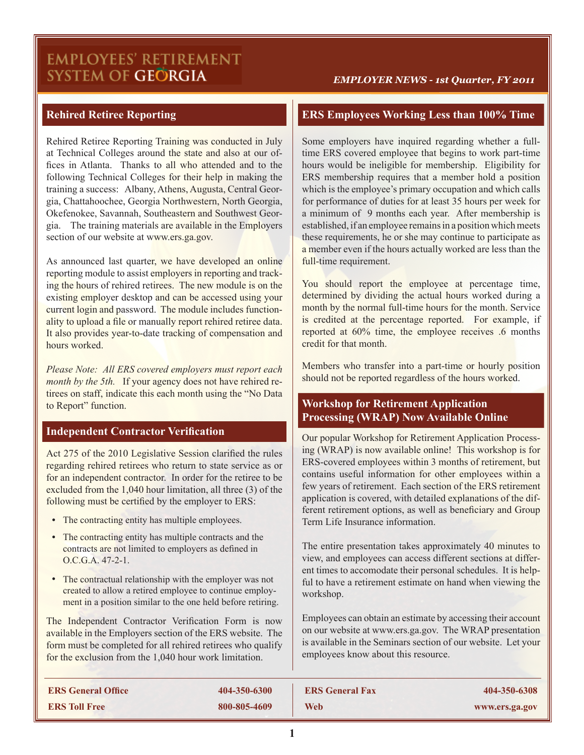# EMPLOYEES' RETIREMENT SYSTEM OF GEORGIA

*EMPLOYER NEWS - 1st Quarter, FY 2011*

## Rehired Retiree Reporting

Rehired Retiree Reporting Training was conducted in July at Technical Colleges around the state and also at our offices in Atlanta. Thanks to all who attended and to the following Technical Colleges for their help in making the training a success: Albany, Athens, Augusta, Central Georgia, Chattahoochee, Georgia Northwestern, North Georgia, Okefenokee, Savannah, Southeastern and Southwest Georgia. The training materials are available in the Employers section of our website at www.ers.ga.gov.

As announced last quarter, we have developed an online reporting module to assist employers in reporting and tracking the hours of rehired retirees. The new module is on the existing employer desktop and can be accessed using your current login and password. The module includes functionality to upload a file or manually report rehired retiree data. It also provides year-to-date tracking of compensation and hours worked.

*Please Note: All ERS covered employers must report each month by the 5th.* If your agency does not have rehired retirees on staff, indicate this each month using the "No Data to Report" function.

## Independent Contractor Verification

Act 275 of the 2010 Legislative Session clarified the rules regarding rehired retirees who return to state service as or for an independent contractor. In order for the retiree to be excluded from the 1,040 hour limitation, all three (3) of the following must be certified by the employer to ERS:

- The contracting entity has multiple employees.
- The contracting entity has multiple contracts and the contracts are not limited to employers as defined in O.C.G.A. 47-2-1.
- The contractual relationship with the employer was not created to allow a retired employee to continue employment in a position similar to the one held before retiring.

The Independent Contractor Verification Form is now available in the Employers section of the ERS website. The form must be completed for all rehired retirees who qualify for the exclusion from the 1,040 hour work limitation.

## ERS Employees Working Less than 100% Time

Some employers have inquired regarding whether a full-time ERS covered employee that begins to work part-time hours would be ineligible for membership. Eligibility for ERS membership requires that a member hold a position which is the employee's primary occupation and which calls for performance of duties for at least 35 hours per week for a minimum of 9 months each year. After membership is established, if an employee remains in a position which meets these requirements, he or she may continue to participate as a member even if the hours actually worked are less than the full-time requirement.

You should report the employee at percentage time, determined by dividing the actual hours worked during a month by the normal full-time hours for the month. Service is credited at the percentage reported. For example, if reported at 60% time, the employee receives .6 months credit for that month.

Members who transfer into a part-time or hourly position should not be reported regardless of the hours worked.

## Workshop for Retirement Application Processing (WRAP) Now Available Online

Our popular Workshop for Retirement Application Processing (WRAP) is now available online! This workshop is for ERS-covered employees within 3 months of retirement, but contains useful information for other employees within a few years of retirement. Each section of the ERS retirement application is covered, with detailed explanations of the different retirement options, as well as beneficiary and Group Term Life Insurance information.

The entire presentation takes approximately 40 minutes to view, and employees can access different sections at different times to accomodate their personal schedules. It is helpful to have a retirement estimate on hand when viewing the workshop.

Employees can obtain an estimate by accessing their account on our website at www.ers.ga.gov. The WRAP presentation is available in the Seminars section of our website. Let your employees know about this resource.

| | | | |
|---|---|---|---|
| **ERS General Office** | **404-350-6300** | **ERS General Fax** | **404-350-6308** |
| **ERS Toll Free** | **800-805-4609** | **Web** | **www.ers.ga.gov** |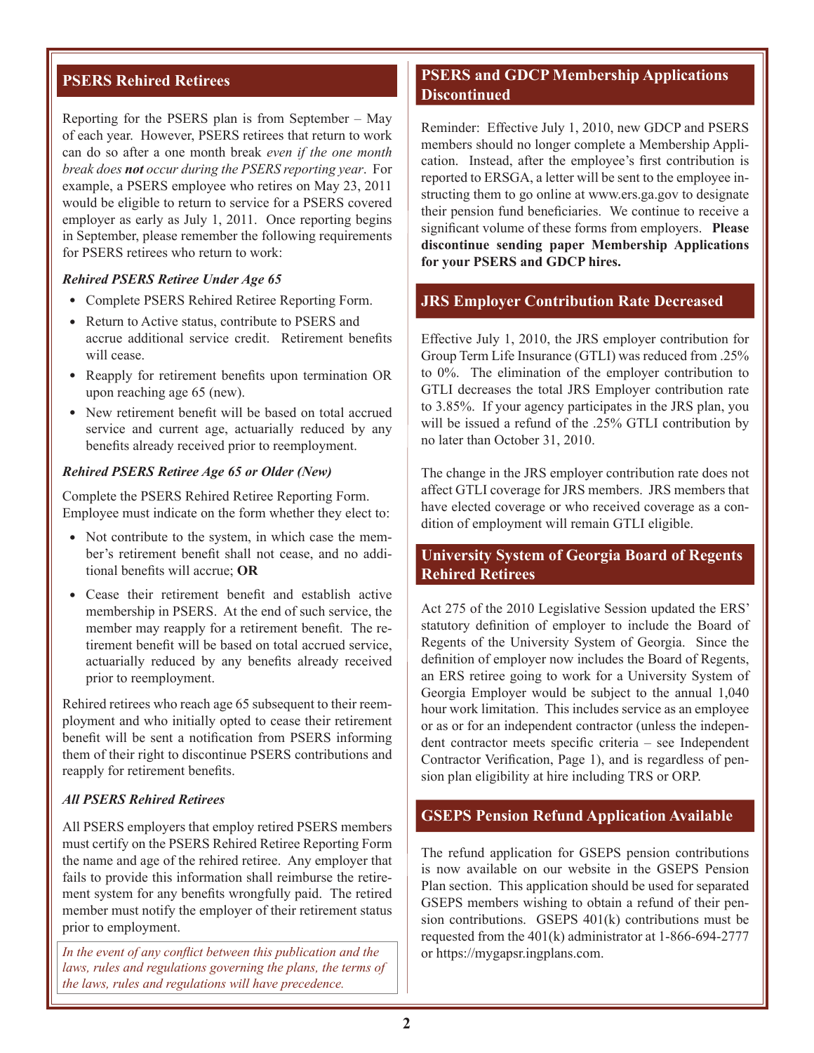## PSERS Rehired Retirees

Reporting for the PSERS plan is from September – May of each year. However, PSERS retirees that return to work can do so after a one month break *even if the one month break does **not** occur during the PSERS reporting year*. For example, a PSERS employee who retires on May 23, 2011 would be eligible to return to service for a PSERS covered employer as early as July 1, 2011. Once reporting begins in September, please remember the following requirements for PSERS retirees who return to work:

### *Rehired PSERS Retiree Under Age 65*

- Complete PSERS Rehired Retiree Reporting Form.
- Return to Active status, contribute to PSERS and accrue additional service credit. Retirement benefits will cease.
- Reapply for retirement benefits upon termination OR upon reaching age 65 (new).
- New retirement benefit will be based on total accrued service and current age, actuarially reduced by any benefits already received prior to reemployment.

### *Rehired PSERS Retiree Age 65 or Older (New)*

Complete the PSERS Rehired Retiree Reporting Form. Employee must indicate on the form whether they elect to:

- Not contribute to the system, in which case the member's retirement benefit shall not cease, and no additional benefits will accrue; **OR**
- Cease their retirement benefit and establish active membership in PSERS. At the end of such service, the member may reapply for a retirement benefit. The retirement benefit will be based on total accrued service, actuarially reduced by any benefits already received prior to reemployment.

Rehired retirees who reach age 65 subsequent to their reemployment and who initially opted to cease their retirement benefit will be sent a notification from PSERS informing them of their right to discontinue PSERS contributions and reapply for retirement benefits.

### *All PSERS Rehired Retirees*

All PSERS employers that employ retired PSERS members must certify on the PSERS Rehired Retiree Reporting Form the name and age of the rehired retiree. Any employer that fails to provide this information shall reimburse the retirement system for any benefits wrongfully paid. The retired member must notify the employer of their retirement status prior to employment.

*In the event of any conflict between this publication and the laws, rules and regulations governing the plans, the terms of the laws, rules and regulations will have precedence.*

## PSERS and GDCP Membership Applications Discontinued

Reminder: Effective July 1, 2010, new GDCP and PSERS members should no longer complete a Membership Application. Instead, after the employee's first contribution is reported to ERSGA, a letter will be sent to the employee instructing them to go online at www.ers.ga.gov to designate their pension fund beneficiaries. We continue to receive a significant volume of these forms from employers. **Please discontinue sending paper Membership Applications for your PSERS and GDCP hires.**

## JRS Employer Contribution Rate Decreased

Effective July 1, 2010, the JRS employer contribution for Group Term Life Insurance (GTLI) was reduced from .25% to 0%. The elimination of the employer contribution to GTLI decreases the total JRS Employer contribution rate to 3.85%. If your agency participates in the JRS plan, you will be issued a refund of the .25% GTLI contribution by no later than October 31, 2010.

The change in the JRS employer contribution rate does not affect GTLI coverage for JRS members. JRS members that have elected coverage or who received coverage as a condition of employment will remain GTLI eligible.

## University System of Georgia Board of Regents Rehired Retirees

Act 275 of the 2010 Legislative Session updated the ERS' statutory definition of employer to include the Board of Regents of the University System of Georgia. Since the definition of employer now includes the Board of Regents, an ERS retiree going to work for a University System of Georgia Employer would be subject to the annual 1,040 hour work limitation. This includes service as an employee or as or for an independent contractor (unless the independent contractor meets specific criteria – see Independent Contractor Verification, Page 1), and is regardless of pension plan eligibility at hire including TRS or ORP.

## GSEPS Pension Refund Application Available

The refund application for GSEPS pension contributions is now available on our website in the GSEPS Pension Plan section. This application should be used for separated GSEPS members wishing to obtain a refund of their pension contributions. GSEPS 401(k) contributions must be requested from the 401(k) administrator at 1-866-694-2777 or https://mygapsr.ingplans.com.